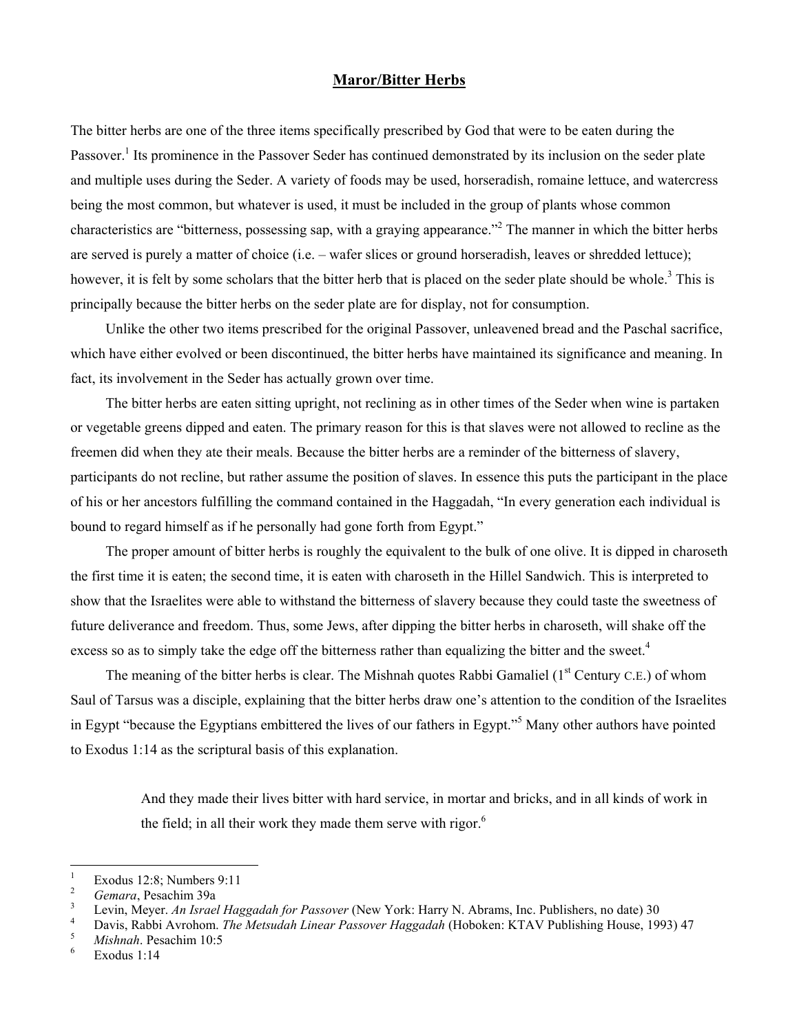# Maror/Bitter Herbs

The bitter herbs are one of the three items specifically prescribed by God that were to be eaten during the Passover.[1] Its prominence in the Passover Seder has continued demonstrated by its inclusion on the seder plate and multiple uses during the Seder. A variety of foods may be used, horseradish, romaine lettuce, and watercress being the most common, but whatever is used, it must be included in the group of plants whose common characteristics are "bitterness, possessing sap, with a graying appearance."[2] The manner in which the bitter herbs are served is purely a matter of choice (i.e. – wafer slices or ground horseradish, leaves or shredded lettuce); however, it is felt by some scholars that the bitter herb that is placed on the seder plate should be whole.[3] This is principally because the bitter herbs on the seder plate are for display, not for consumption.

Unlike the other two items prescribed for the original Passover, unleavened bread and the Paschal sacrifice, which have either evolved or been discontinued, the bitter herbs have maintained its significance and meaning. In fact, its involvement in the Seder has actually grown over time.

The bitter herbs are eaten sitting upright, not reclining as in other times of the Seder when wine is partaken or vegetable greens dipped and eaten. The primary reason for this is that slaves were not allowed to recline as the freemen did when they ate their meals. Because the bitter herbs are a reminder of the bitterness of slavery, participants do not recline, but rather assume the position of slaves. In essence this puts the participant in the place of his or her ancestors fulfilling the command contained in the Haggadah, "In every generation each individual is bound to regard himself as if he personally had gone forth from Egypt."

The proper amount of bitter herbs is roughly the equivalent to the bulk of one olive. It is dipped in charoseth the first time it is eaten; the second time, it is eaten with charoseth in the Hillel Sandwich. This is interpreted to show that the Israelites were able to withstand the bitterness of slavery because they could taste the sweetness of future deliverance and freedom. Thus, some Jews, after dipping the bitter herbs in charoseth, will shake off the excess so as to simply take the edge off the bitterness rather than equalizing the bitter and the sweet.[4]

The meaning of the bitter herbs is clear. The Mishnah quotes Rabbi Gamaliel (1st Century C.E.) of whom Saul of Tarsus was a disciple, explaining that the bitter herbs draw one's attention to the condition of the Israelites in Egypt "because the Egyptians embittered the lives of our fathers in Egypt."[5] Many other authors have pointed to Exodus 1:14 as the scriptural basis of this explanation.

> And they made their lives bitter with hard service, in mortar and bricks, and in all kinds of work in the field; in all their work they made them serve with rigor.[6]

---

1. Exodus 12:8; Numbers 9:11
2. *Gemara*, Pesachim 39a
3. Levin, Meyer. *An Israel Haggadah for Passover* (New York: Harry N. Abrams, Inc. Publishers, no date) 30
4. Davis, Rabbi Avrohom. *The Metsudah Linear Passover Haggadah* (Hoboken: KTAV Publishing House, 1993) 47
5. *Mishnah*. Pesachim 10:5
6. Exodus 1:14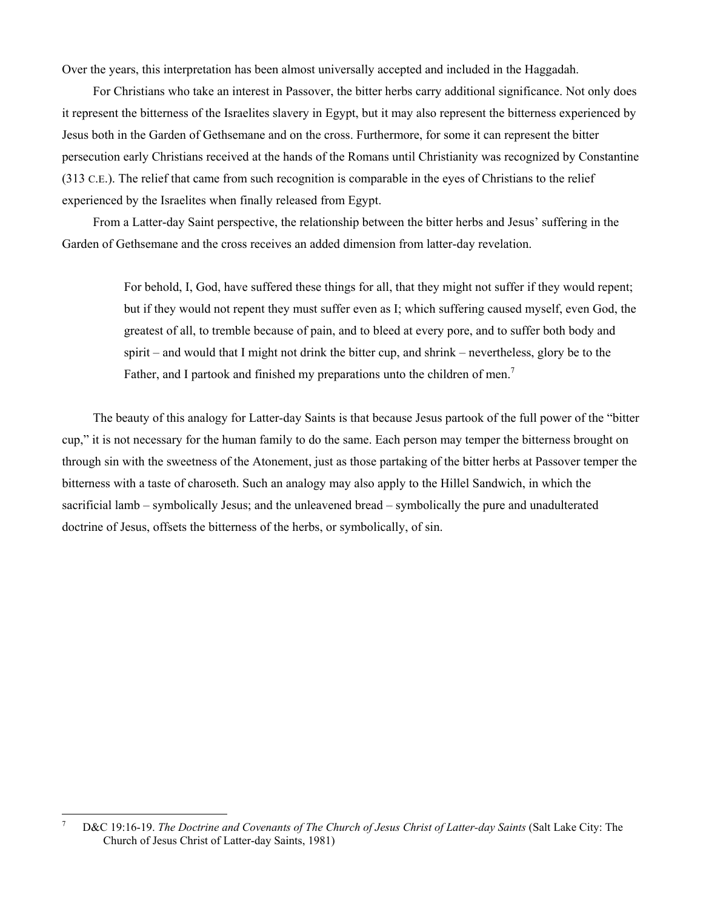Over the years, this interpretation has been almost universally accepted and included in the Haggadah.

For Christians who take an interest in Passover, the bitter herbs carry additional significance. Not only does it represent the bitterness of the Israelites slavery in Egypt, but it may also represent the bitterness experienced by Jesus both in the Garden of Gethsemane and on the cross. Furthermore, for some it can represent the bitter persecution early Christians received at the hands of the Romans until Christianity was recognized by Constantine (313 C.E.). The relief that came from such recognition is comparable in the eyes of Christians to the relief experienced by the Israelites when finally released from Egypt.

From a Latter-day Saint perspective, the relationship between the bitter herbs and Jesus' suffering in the Garden of Gethsemane and the cross receives an added dimension from latter-day revelation.

> For behold, I, God, have suffered these things for all, that they might not suffer if they would repent; but if they would not repent they must suffer even as I; which suffering caused myself, even God, the greatest of all, to tremble because of pain, and to bleed at every pore, and to suffer both body and spirit – and would that I might not drink the bitter cup, and shrink – nevertheless, glory be to the Father, and I partook and finished my preparations unto the children of men.[7]

The beauty of this analogy for Latter-day Saints is that because Jesus partook of the full power of the "bitter cup," it is not necessary for the human family to do the same. Each person may temper the bitterness brought on through sin with the sweetness of the Atonement, just as those partaking of the bitter herbs at Passover temper the bitterness with a taste of charoseth. Such an analogy may also apply to the Hillel Sandwich, in which the sacrificial lamb – symbolically Jesus; and the unleavened bread – symbolically the pure and unadulterated doctrine of Jesus, offsets the bitterness of the herbs, or symbolically, of sin.

---

[7] D&C 19:16-19. *The Doctrine and Covenants of The Church of Jesus Christ of Latter-day Saints* (Salt Lake City: The Church of Jesus Christ of Latter-day Saints, 1981)